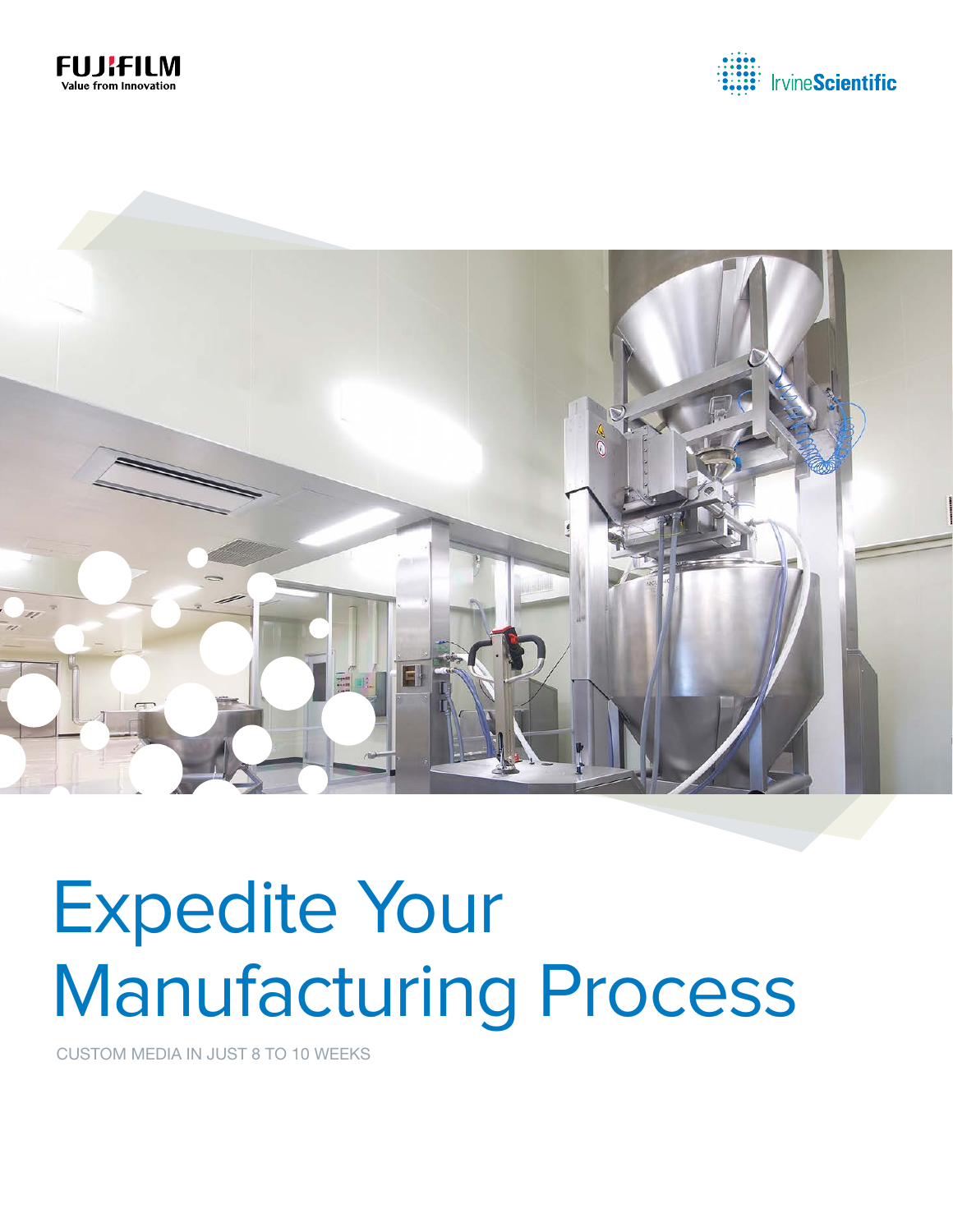FUJIFILM
Value from Innovation

IrvineScientific

# Expedite Your Manufacturing Process

CUSTOM MEDIA IN JUST 8 TO 10 WEEKS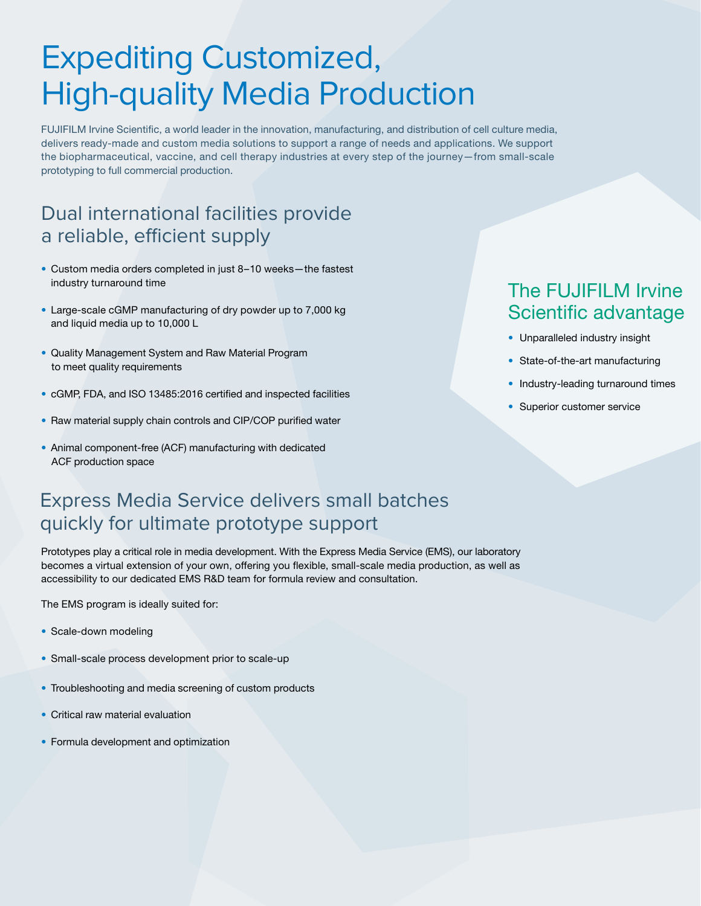# Expediting Customized, High-quality Media Production

FUJIFILM Irvine Scientific, a world leader in the innovation, manufacturing, and distribution of cell culture media, delivers ready-made and custom media solutions to support a range of needs and applications. We support the biopharmaceutical, vaccine, and cell therapy industries at every step of the journey—from small-scale prototyping to full commercial production.

## Dual international facilities provide a reliable, efficient supply

- Custom media orders completed in just 8–10 weeks—the fastest industry turnaround time
- Large-scale cGMP manufacturing of dry powder up to 7,000 kg and liquid media up to 10,000 L
- Quality Management System and Raw Material Program to meet quality requirements
- cGMP, FDA, and ISO 13485:2016 certified and inspected facilities
- Raw material supply chain controls and CIP/COP purified water
- Animal component-free (ACF) manufacturing with dedicated ACF production space

## The FUJIFILM Irvine Scientific advantage

- Unparalleled industry insight
- State-of-the-art manufacturing
- Industry-leading turnaround times
- Superior customer service

## Express Media Service delivers small batches quickly for ultimate prototype support

Prototypes play a critical role in media development. With the Express Media Service (EMS), our laboratory becomes a virtual extension of your own, offering you flexible, small-scale media production, as well as accessibility to our dedicated EMS R&D team for formula review and consultation.

The EMS program is ideally suited for:

- Scale-down modeling
- Small-scale process development prior to scale-up
- Troubleshooting and media screening of custom products
- Critical raw material evaluation
- Formula development and optimization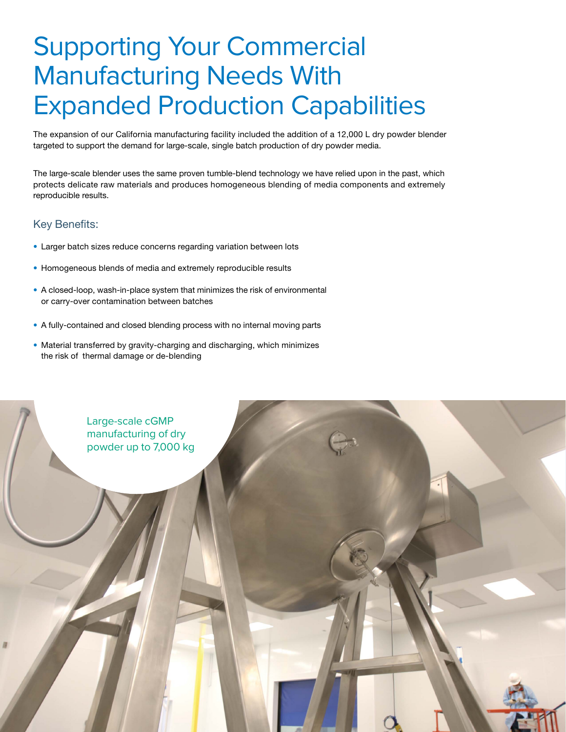# Supporting Your Commercial Manufacturing Needs With Expanded Production Capabilities

The expansion of our California manufacturing facility included the addition of a 12,000 L dry powder blender targeted to support the demand for large-scale, single batch production of dry powder media.

The large-scale blender uses the same proven tumble-blend technology we have relied upon in the past, which protects delicate raw materials and produces homogeneous blending of media components and extremely reproducible results.

## Key Benefits:

- Larger batch sizes reduce concerns regarding variation between lots
- Homogeneous blends of media and extremely reproducible results
- A closed-loop, wash-in-place system that minimizes the risk of environmental or carry-over contamination between batches
- A fully-contained and closed blending process with no internal moving parts
- Material transferred by gravity-charging and discharging, which minimizes the risk of thermal damage or de-blending

Large-scale cGMP manufacturing of dry powder up to 7,000 kg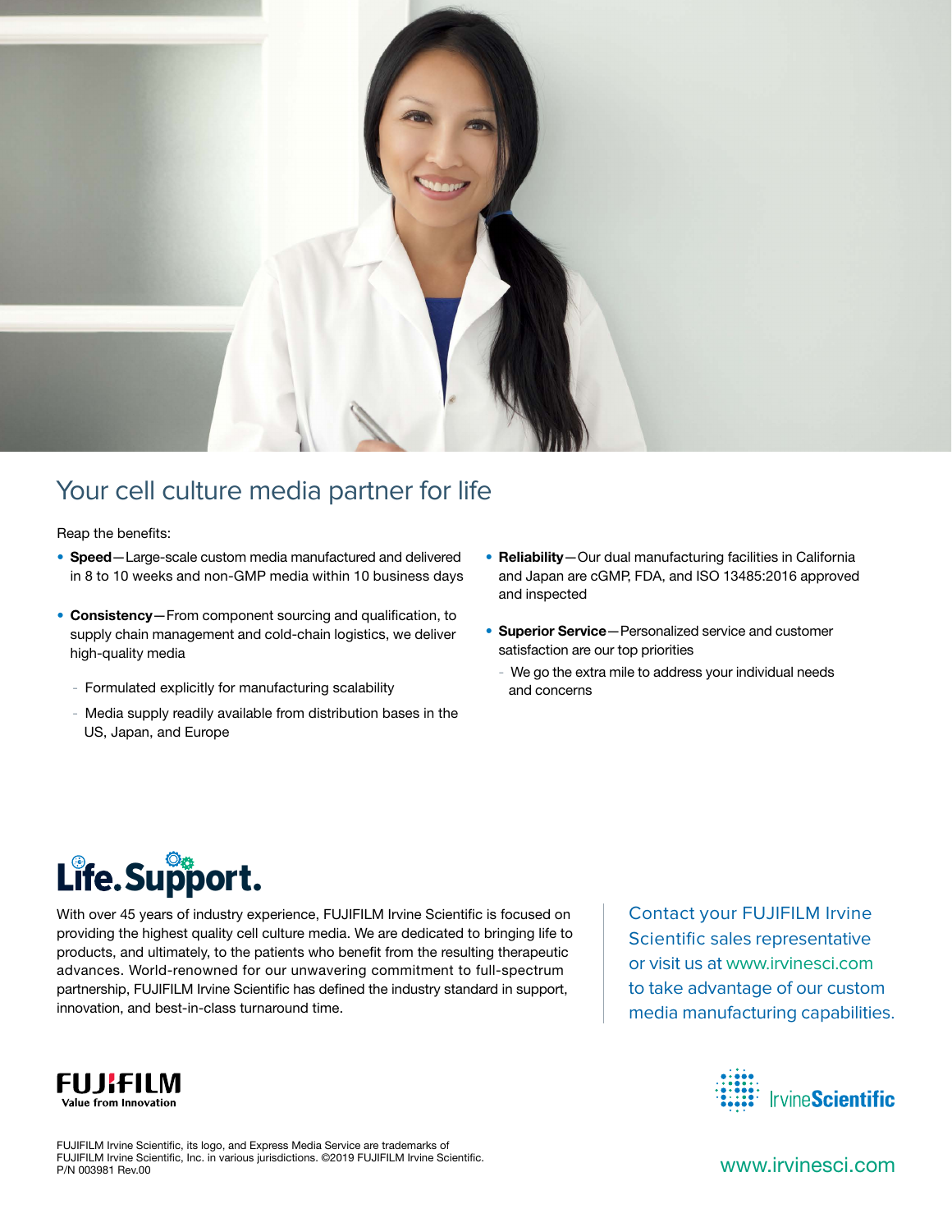## Your cell culture media partner for life

Reap the benefits:

- **Speed**—Large-scale custom media manufactured and delivered in 8 to 10 weeks and non-GMP media within 10 business days
- **Consistency**—From component sourcing and qualification, to supply chain management and cold-chain logistics, we deliver high-quality media
  - Formulated explicitly for manufacturing scalability
  - Media supply readily available from distribution bases in the US, Japan, and Europe
- **Reliability**—Our dual manufacturing facilities in California and Japan are cGMP, FDA, and ISO 13485:2016 approved and inspected
- **Superior Service**—Personalized service and customer satisfaction are our top priorities
  - We go the extra mile to address your individual needs and concerns

# Life. Support.

With over 45 years of industry experience, FUJIFILM Irvine Scientific is focused on providing the highest quality cell culture media. We are dedicated to bringing life to products, and ultimately, to the patients who benefit from the resulting therapeutic advances. World-renowned for our unwavering commitment to full-spectrum partnership, FUJIFILM Irvine Scientific has defined the industry standard in support, innovation, and best-in-class turnaround time.

Contact your FUJIFILM Irvine Scientific sales representative or visit us at www.irvinesci.com to take advantage of our custom media manufacturing capabilities.

FUJIFILM
Value from Innovation

IrvineScientific

FUJIFILM Irvine Scientific, its logo, and Express Media Service are trademarks of FUJIFILM Irvine Scientific, Inc. in various jurisdictions. ©2019 FUJIFILM Irvine Scientific.
P/N 003981 Rev.00

www.irvinesci.com